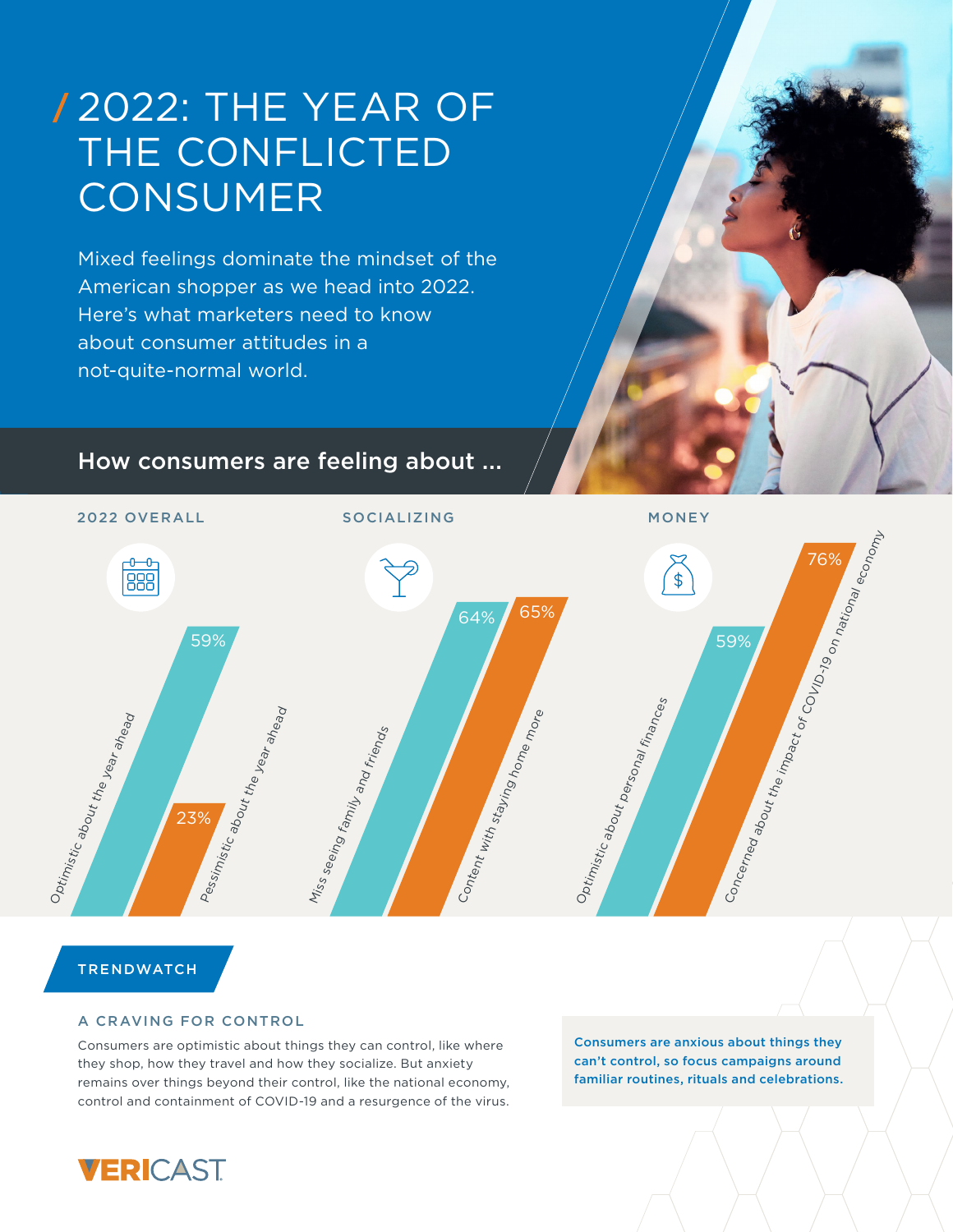# 2022: THE YEAR OF THE CONFLICTED CONSUMER

Mixed feelings dominate the mindset of the American shopper as we head into 2022. Here's what marketers need to know about consumer attitudes in a not-quite-normal world.

## How consumers are feeling about ...

### 2022 OVERALL

- 59% Optimistic about the year ahead
- 23% Pessimistic about the year ahead

### SOCIALIZING

- 64% Miss seeing family and friends
- 65% Content with staying home more

### MONEY

- 59% Optimistic about personal finances
- 76% Concerned about the impact of COVID-19 on national economy

## TRENDWATCH

### A CRAVING FOR CONTROL

Consumers are optimistic about things they can control, like where they shop, how they travel and how they socialize. But anxiety remains over things beyond their control, like the national economy, control and containment of COVID-19 and a resurgence of the virus.

**Consumers are anxious about things they can't control, so focus campaigns around familiar routines, rituals and celebrations.**

VERICAST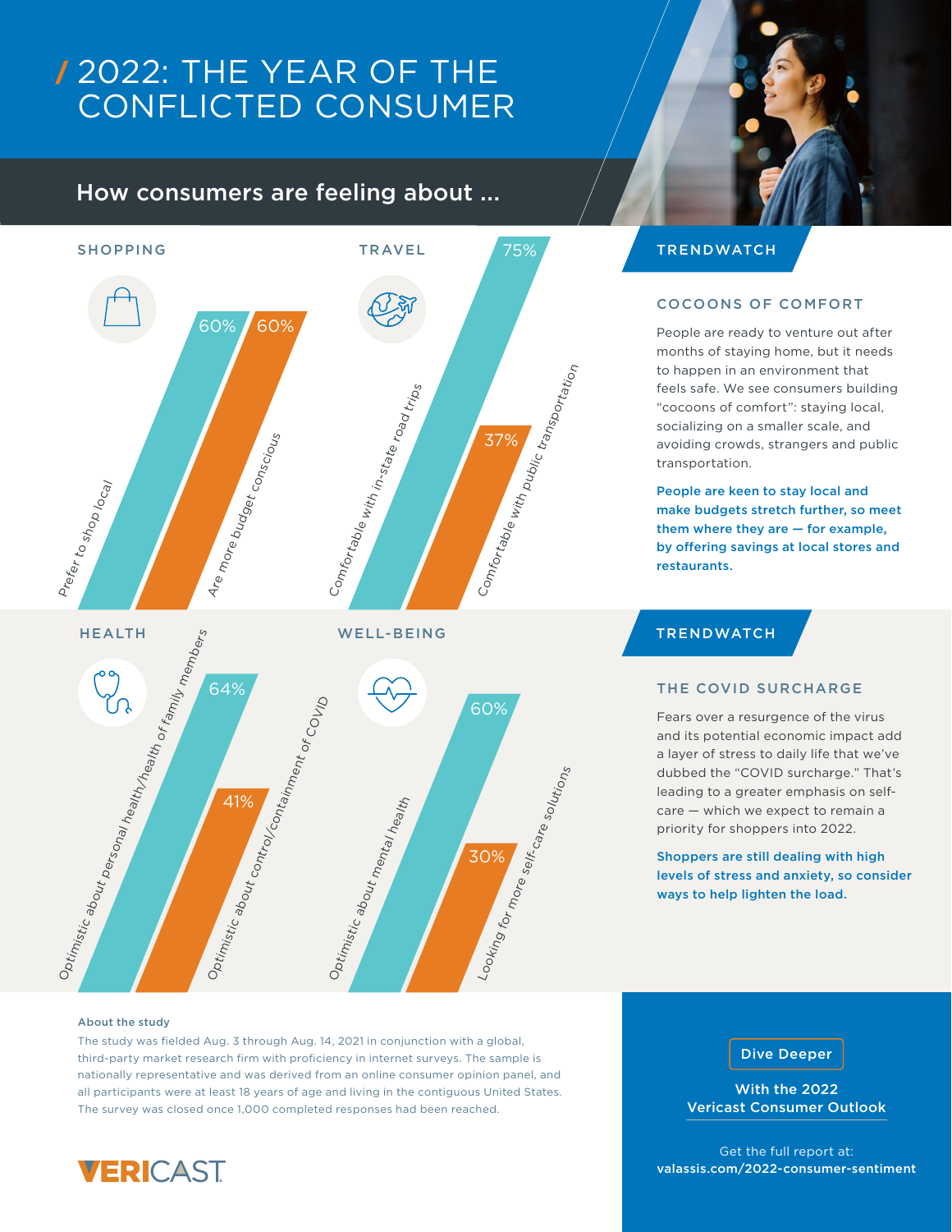# / 2022: THE YEAR OF THE CONFLICTED CONSUMER

## How consumers are feeling about ...

### SHOPPING

60%
Prefer to shop local

60%
Are more budget conscious

### TRAVEL

75%
Comfortable with in-state road trips

37%
Comfortable with public transportation

### TRENDWATCH

#### COCOONS OF COMFORT

People are ready to venture out after months of staying home, but it needs to happen in an environment that feels safe. We see consumers building "cocoons of comfort": staying local, socializing on a smaller scale, and avoiding crowds, strangers and public transportation.

**People are keen to stay local and make budgets stretch further, so meet them where they are — for example, by offering savings at local stores and restaurants.**

### HEALTH

64%
Optimistic about personal health/health of family members

41%
Optimistic about control/containment of COVID

### WELL-BEING

60%
Optimistic about mental health

30%
Looking for more self-care solutions

### TRENDWATCH

#### THE COVID SURCHARGE

Fears over a resurgence of the virus and its potential economic impact add a layer of stress to daily life that we've dubbed the "COVID surcharge." That's leading to a greater emphasis on self-care — which we expect to remain a priority for shoppers into 2022.

**Shoppers are still dealing with high levels of stress and anxiety, so consider ways to help lighten the load.**

**About the study**

The study was fielded Aug. 3 through Aug. 14, 2021 in conjunction with a global, third-party market research firm with proficiency in internet surveys. The sample is nationally representative and was derived from an online consumer opinion panel, and all participants were at least 18 years of age and living in the contiguous United States. The survey was closed once 1,000 completed responses had been reached.

VERICAST

Dive Deeper

With the 2022 Vericast Consumer Outlook

Get the full report at:
**valassis.com/2022-consumer-sentiment**